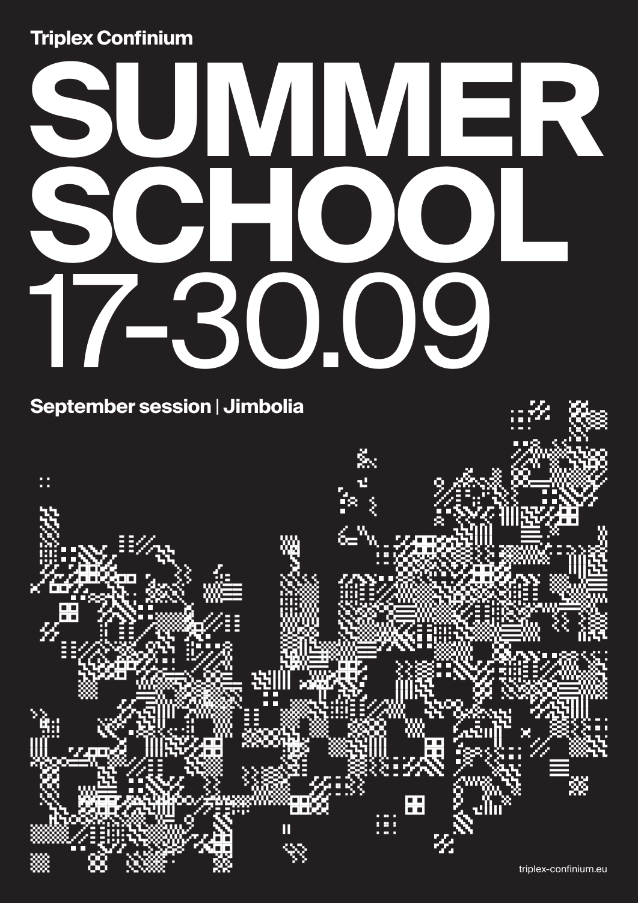Triplex Confinium

# SUMMER SCHOOL 17-30.09

**September session | Jimbolia**

triplex-confinium.eu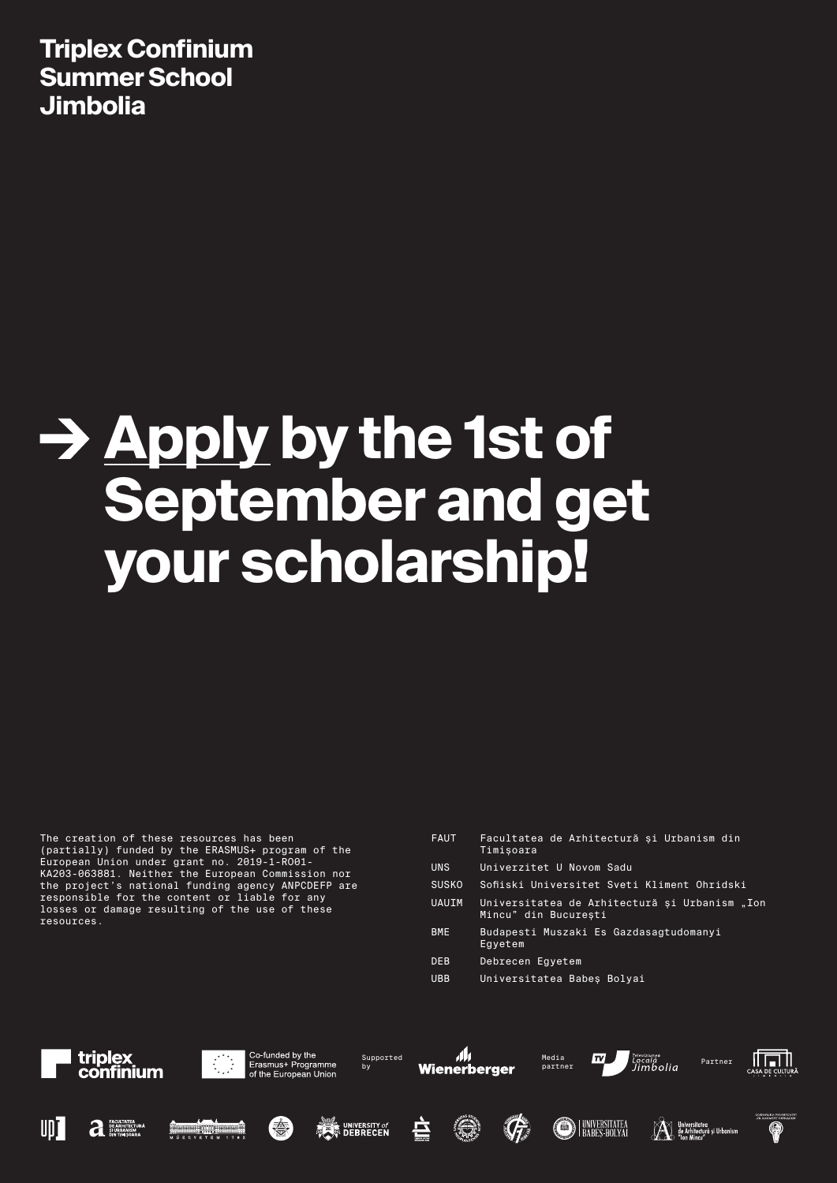**Triplex Confinium Summer School Jimbolia**

# → Apply by the 1st of September and get your scholarship!

The creation of these resources has been (partially) funded by the ERASMUS+ program of the European Union under grant no. 2019-1-RO01-KA203-063881. Neither the European Commission nor the project's national funding agency ANPCDEFP are responsible for the content or liable for any losses or damage resulting of the use of these resources.

| | |
|---|---|
| FAUT | Facultatea de Arhitectură și Urbanism din Timișoara |
| UNS | Univerzitet U Novom Sadu |
| SUSKO | Sofiiski Universitet Sveti Kliment Ohridski |
| UAUIM | Universitatea de Arhitectură și Urbanism „Ion Mincu" din București |
| BME | Budapesti Muszaki Es Gazdasagtudomanyi Egyetem |
| DEB | Debrecen Egyetem |
| UBB | Universitatea Babeș Bolyai |

triplex confinium

Co-funded by the Erasmus+ Programme of the European Union

Supported by Wienerberger

Media partner Televiziunea Locală Jimbolia

Partner Casa de Cultură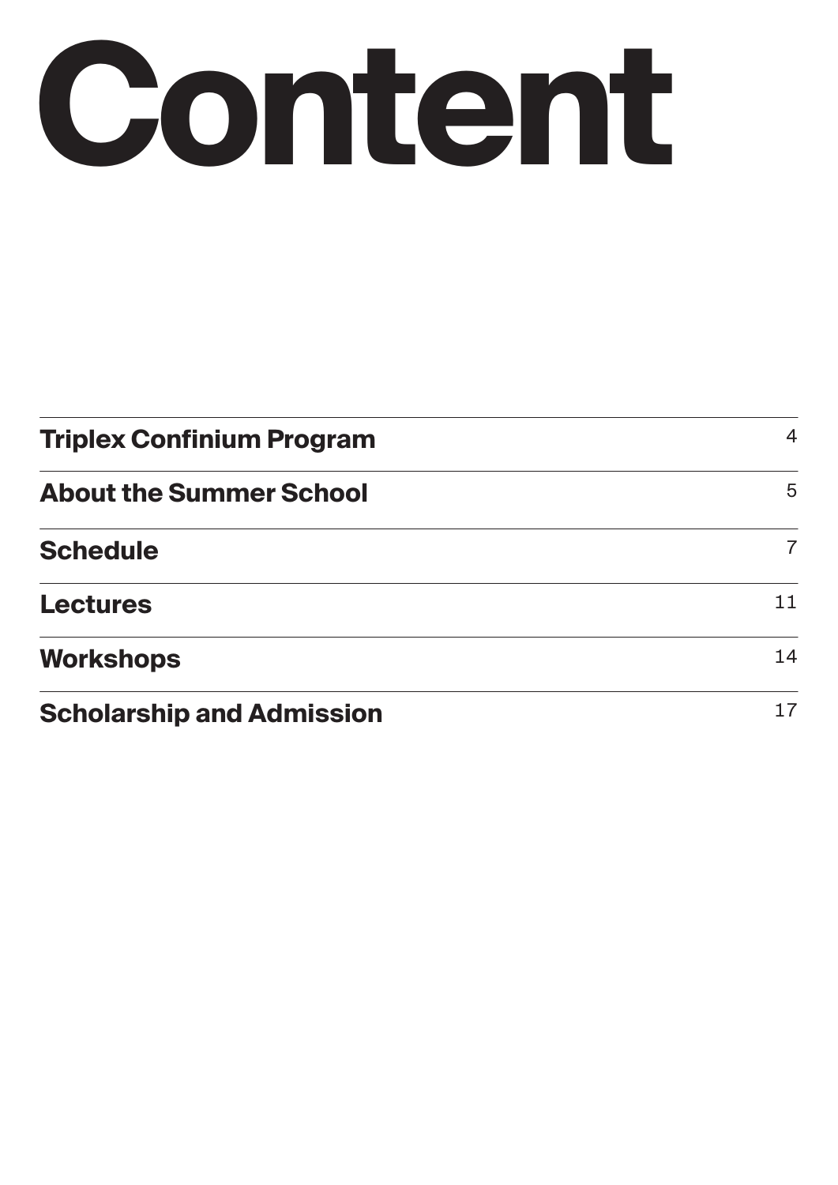# Content

| | |
|---|---|
| **Triplex Confinium Program** | 4 |
| **About the Summer School** | 5 |
| **Schedule** | 7 |
| **Lectures** | 11 |
| **Workshops** | 14 |
| **Scholarship and Admission** | 17 |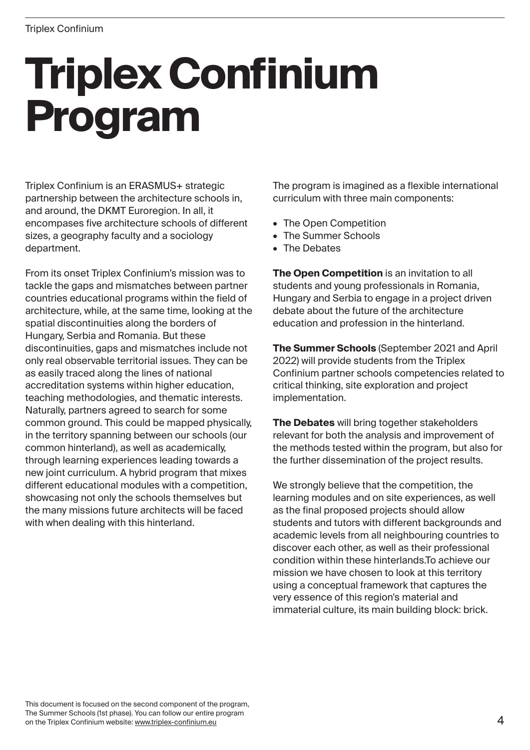# Triplex Confinium Program

Triplex Confinium is an ERASMUS+ strategic partnership between the architecture schools in, and around, the DKMT Euroregion. In all, it encompases five architecture schools of different sizes, a geography faculty and a sociology department.

From its onset Triplex Confinium's mission was to tackle the gaps and mismatches between partner countries educational programs within the field of architecture, while, at the same time, looking at the spatial discontinuities along the borders of Hungary, Serbia and Romania. But these discontinuities, gaps and mismatches include not only real observable territorial issues. They can be as easily traced along the lines of national accreditation systems within higher education, teaching methodologies, and thematic interests. Naturally, partners agreed to search for some common ground. This could be mapped physically, in the territory spanning between our schools (our common hinterland), as well as academically, through learning experiences leading towards a new joint curriculum. A hybrid program that mixes different educational modules with a competition, showcasing not only the schools themselves but the many missions future architects will be faced with when dealing with this hinterland.

The program is imagined as a flexible international curriculum with three main components:

- The Open Competition
- The Summer Schools
- The Debates

**The Open Competition** is an invitation to all students and young professionals in Romania, Hungary and Serbia to engage in a project driven debate about the future of the architecture education and profession in the hinterland.

**The Summer Schools** (September 2021 and April 2022) will provide students from the Triplex Confinium partner schools competencies related to critical thinking, site exploration and project implementation.

**The Debates** will bring together stakeholders relevant for both the analysis and improvement of the methods tested within the program, but also for the further dissemination of the project results.

We strongly believe that the competition, the learning modules and on site experiences, as well as the final proposed projects should allow students and tutors with different backgrounds and academic levels from all neighbouring countries to discover each other, as well as their professional condition within these hinterlands.To achieve our mission we have chosen to look at this territory using a conceptual framework that captures the very essence of this region's material and immaterial culture, its main building block: brick.

This document is focused on the second component of the program, The Summer Schools (1st phase). You can follow our entire program on the Triplex Confinium website: www.triplex-confinium.eu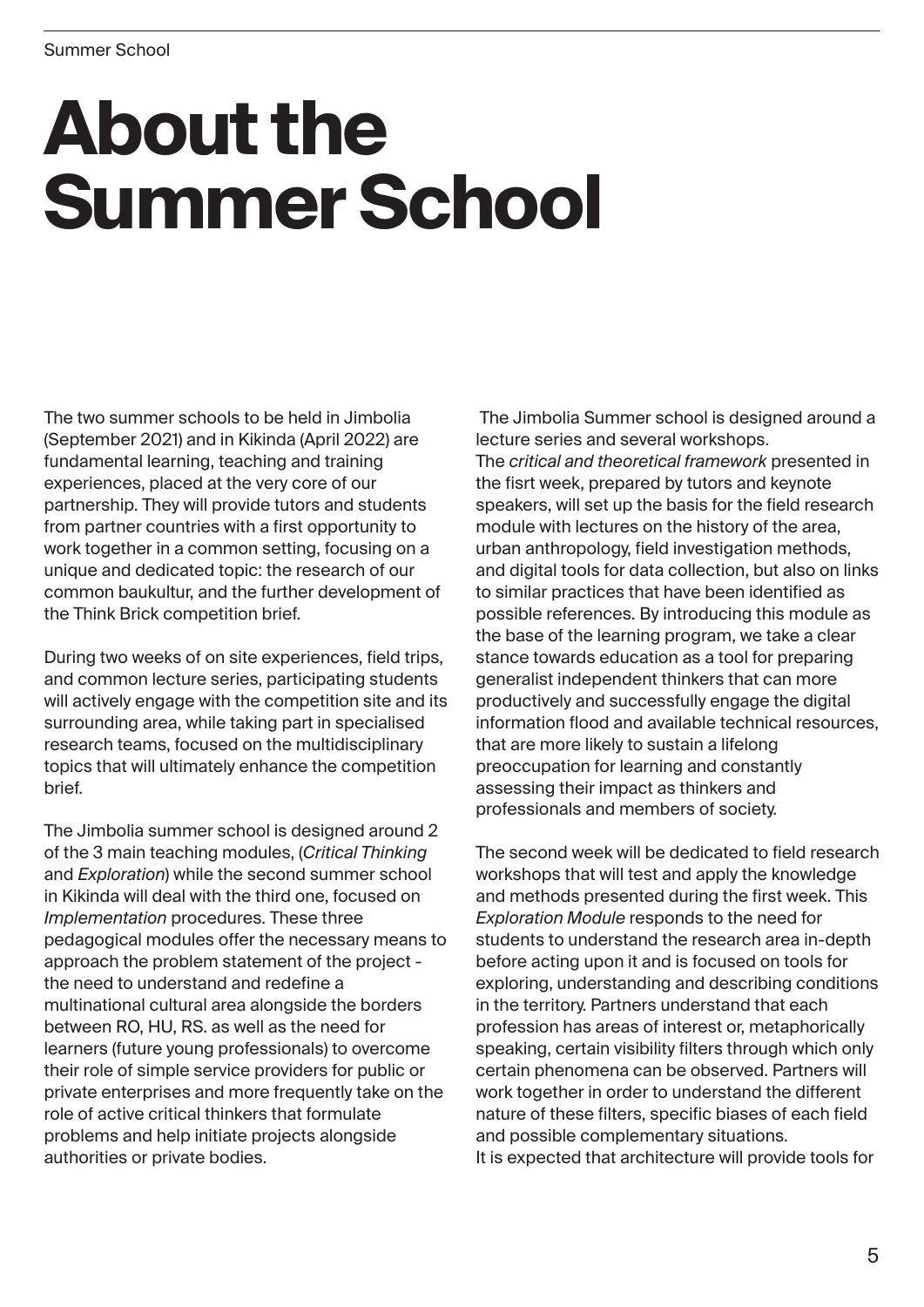# About the Summer School

The two summer schools to be held in Jimbolia (September 2021) and in Kikinda (April 2022) are fundamental learning, teaching and training experiences, placed at the very core of our partnership. They will provide tutors and students from partner countries with a first opportunity to work together in a common setting, focusing on a unique and dedicated topic: the research of our common baukultur, and the further development of the Think Brick competition brief.

During two weeks of on site experiences, field trips, and common lecture series, participating students will actively engage with the competition site and its surrounding area, while taking part in specialised research teams, focused on the multidisciplinary topics that will ultimately enhance the competition brief.

The Jimbolia summer school is designed around 2 of the 3 main teaching modules, (*Critical Thinking* and *Exploration*) while the second summer school in Kikinda will deal with the third one, focused on *Implementation* procedures. These three pedagogical modules offer the necessary means to approach the problem statement of the project - the need to understand and redefine a multinational cultural area alongside the borders between RO, HU, RS. as well as the need for learners (future young professionals) to overcome their role of simple service providers for public or private enterprises and more frequently take on the role of active critical thinkers that formulate problems and help initiate projects alongside authorities or private bodies.

The Jimbolia Summer school is designed around a lecture series and several workshops.
The *critical and theoretical framework* presented in the fisrt week, prepared by tutors and keynote speakers, will set up the basis for the field research module with lectures on the history of the area, urban anthropology, field investigation methods, and digital tools for data collection, but also on links to similar practices that have been identified as possible references. By introducing this module as the base of the learning program, we take a clear stance towards education as a tool for preparing generalist independent thinkers that can more productively and successfully engage the digital information flood and available technical resources, that are more likely to sustain a lifelong preoccupation for learning and constantly assessing their impact as thinkers and professionals and members of society.

The second week will be dedicated to field research workshops that will test and apply the knowledge and methods presented during the first week. This *Exploration Module* responds to the need for students to understand the research area in-depth before acting upon it and is focused on tools for exploring, understanding and describing conditions in the territory. Partners understand that each profession has areas of interest or, metaphorically speaking, certain visibility filters through which only certain phenomena can be observed. Partners will work together in order to understand the different nature of these filters, specific biases of each field and possible complementary situations.
It is expected that architecture will provide tools for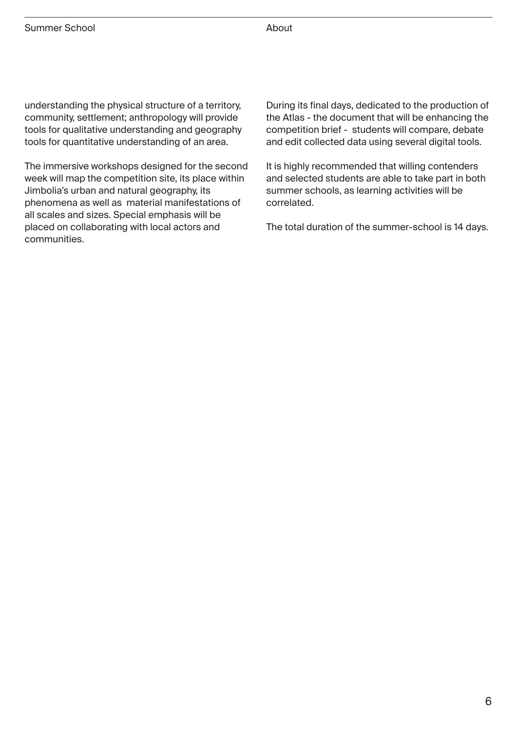understanding the physical structure of a territory, community, settlement; anthropology will provide tools for qualitative understanding and geography tools for quantitative understanding of an area.

The immersive workshops designed for the second week will map the competition site, its place within Jimbolia's urban and natural geography, its phenomena as well as material manifestations of all scales and sizes. Special emphasis will be placed on collaborating with local actors and communities.

During its final days, dedicated to the production of the Atlas - the document that will be enhancing the competition brief - students will compare, debate and edit collected data using several digital tools.

It is highly recommended that willing contenders and selected students are able to take part in both summer schools, as learning activities will be correlated.

The total duration of the summer-school is 14 days.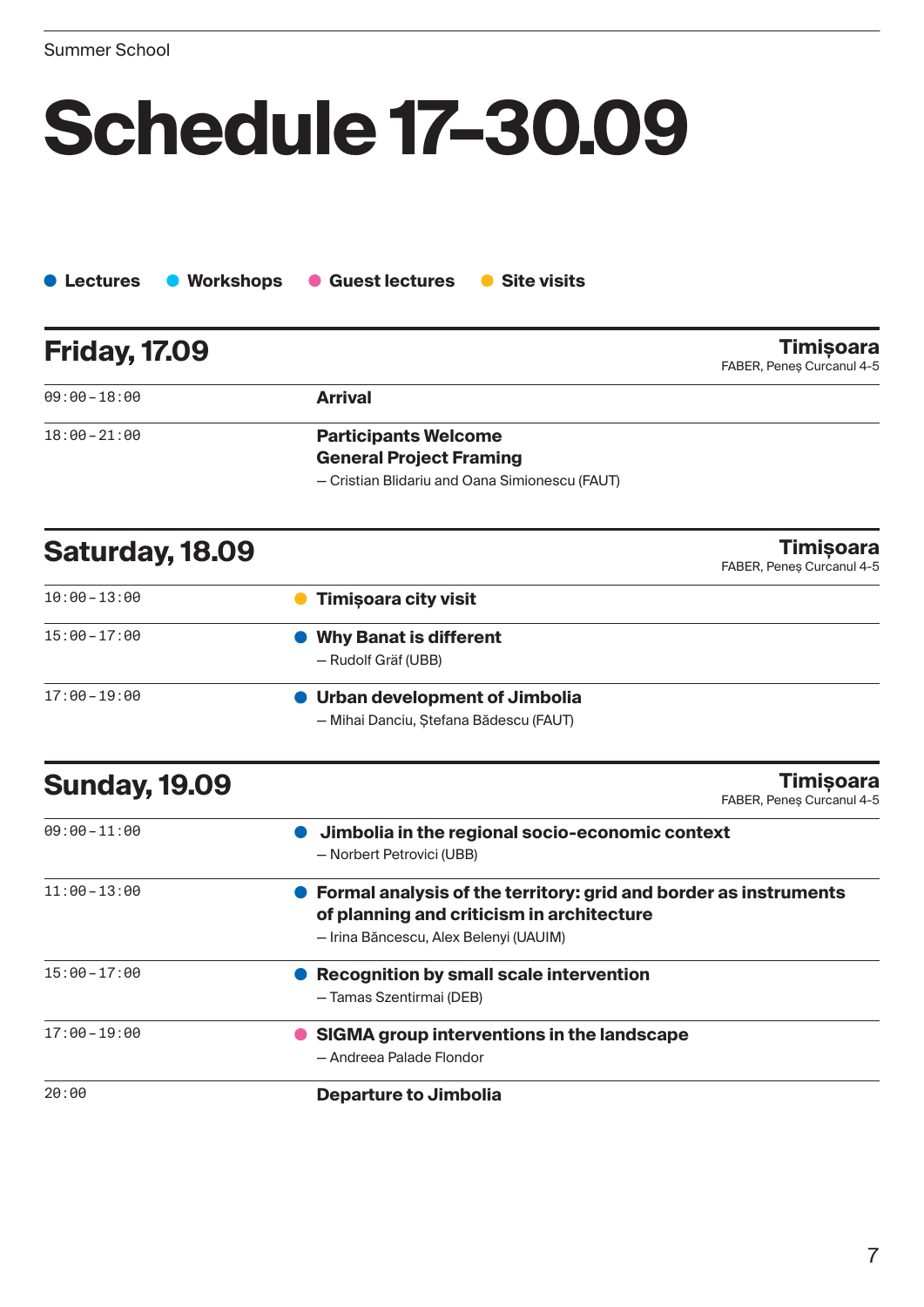Summer School

# Schedule 17–30.09

● Lectures ● Workshops ● Guest lectures ● Site visits

## Friday, 17.09

**Timișoara**
FABER, Peneș Curcanul 4-5

| | |
|---|---|
| 09:00–18:00 | **Arrival** |
| 18:00–21:00 | **Participants Welcome**<br>**General Project Framing**<br>— Cristian Blidariu and Oana Simionescu (FAUT) |

## Saturday, 18.09

**Timișoara**
FABER, Peneș Curcanul 4-5

| | |
|---|---|
| 10:00–13:00 | ● **Timișoara city visit** |
| 15:00–17:00 | ● **Why Banat is different**<br>— Rudolf Gräf (UBB) |
| 17:00–19:00 | ● **Urban development of Jimbolia**<br>— Mihai Danciu, Ștefana Bădescu (FAUT) |

## Sunday, 19.09

**Timișoara**
FABER, Peneș Curcanul 4-5

| | |
|---|---|
| 09:00–11:00 | ● **Jimbolia in the regional socio-economic context**<br>— Norbert Petrovici (UBB) |
| 11:00–13:00 | ● **Formal analysis of the territory: grid and border as instruments of planning and criticism in architecture**<br>— Irina Băncescu, Alex Belenyi (UAUIM) |
| 15:00–17:00 | ● **Recognition by small scale intervention**<br>— Tamas Szentirmai (DEB) |
| 17:00–19:00 | ● **SIGMA group interventions in the landscape**<br>— Andreea Palade Flondor |
| 20:00 | **Departure to Jimbolia** |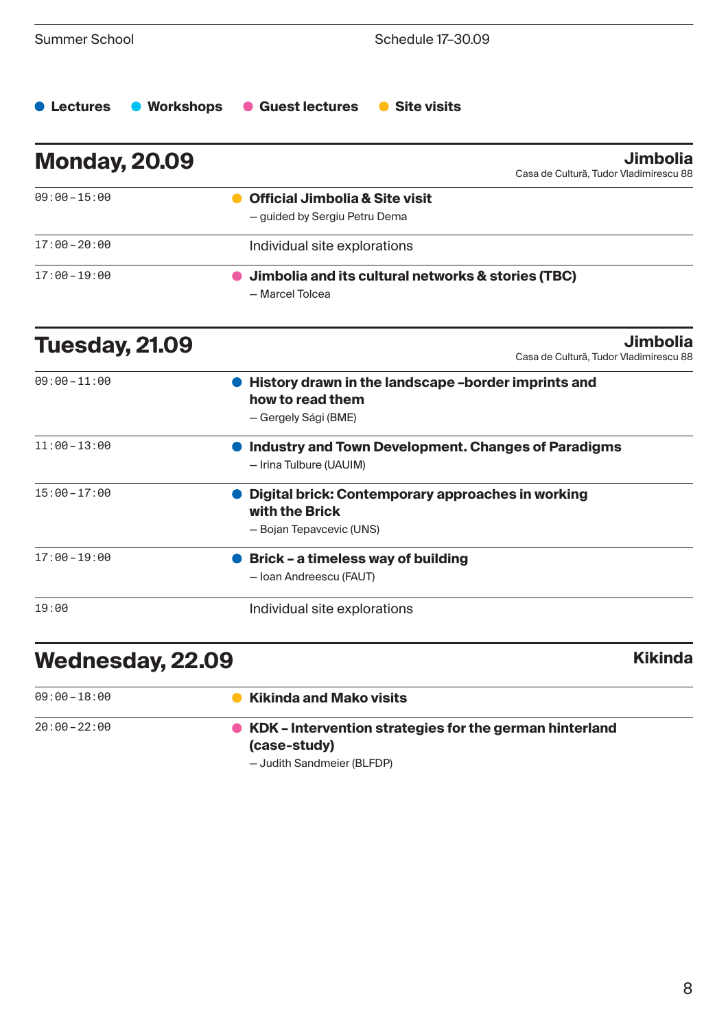Summer School Schedule 17–30.09

● Lectures ● Workshops ● Guest lectures ● Site visits

## Monday, 20.09

**Jimbolia**
Casa de Cultură, Tudor Vladimirescu 88

| Time | Event |
|---|---|
| 09:00–15:00 | ● **Official Jimbolia & Site visit** — guided by Sergiu Petru Dema |
| 17:00–20:00 | Individual site explorations |
| 17:00–19:00 | ● **Jimbolia and its cultural networks & stories (TBC)** — Marcel Tolcea |

## Tuesday, 21.09

**Jimbolia**
Casa de Cultură, Tudor Vladimirescu 88

| Time | Event |
|---|---|
| 09:00–11:00 | ● **History drawn in the landscape -border imprints and how to read them** — Gergely Sági (BME) |
| 11:00–13:00 | ● **Industry and Town Development. Changes of Paradigms** — Irina Tulbure (UAUIM) |
| 15:00–17:00 | ● **Digital brick: Contemporary approaches in working with the Brick** — Bojan Tepavcevic (UNS) |
| 17:00–19:00 | ● **Brick – a timeless way of building** — Ioan Andreescu (FAUT) |
| 19:00 | Individual site explorations |

## Wednesday, 22.09

**Kikinda**

| Time | Event |
|---|---|
| 09:00–18:00 | ● **Kikinda and Mako visits** |
| 20:00–22:00 | ● **KDK – Intervention strategies for the german hinterland (case-study)** — Judith Sandmeier (BLFDP) |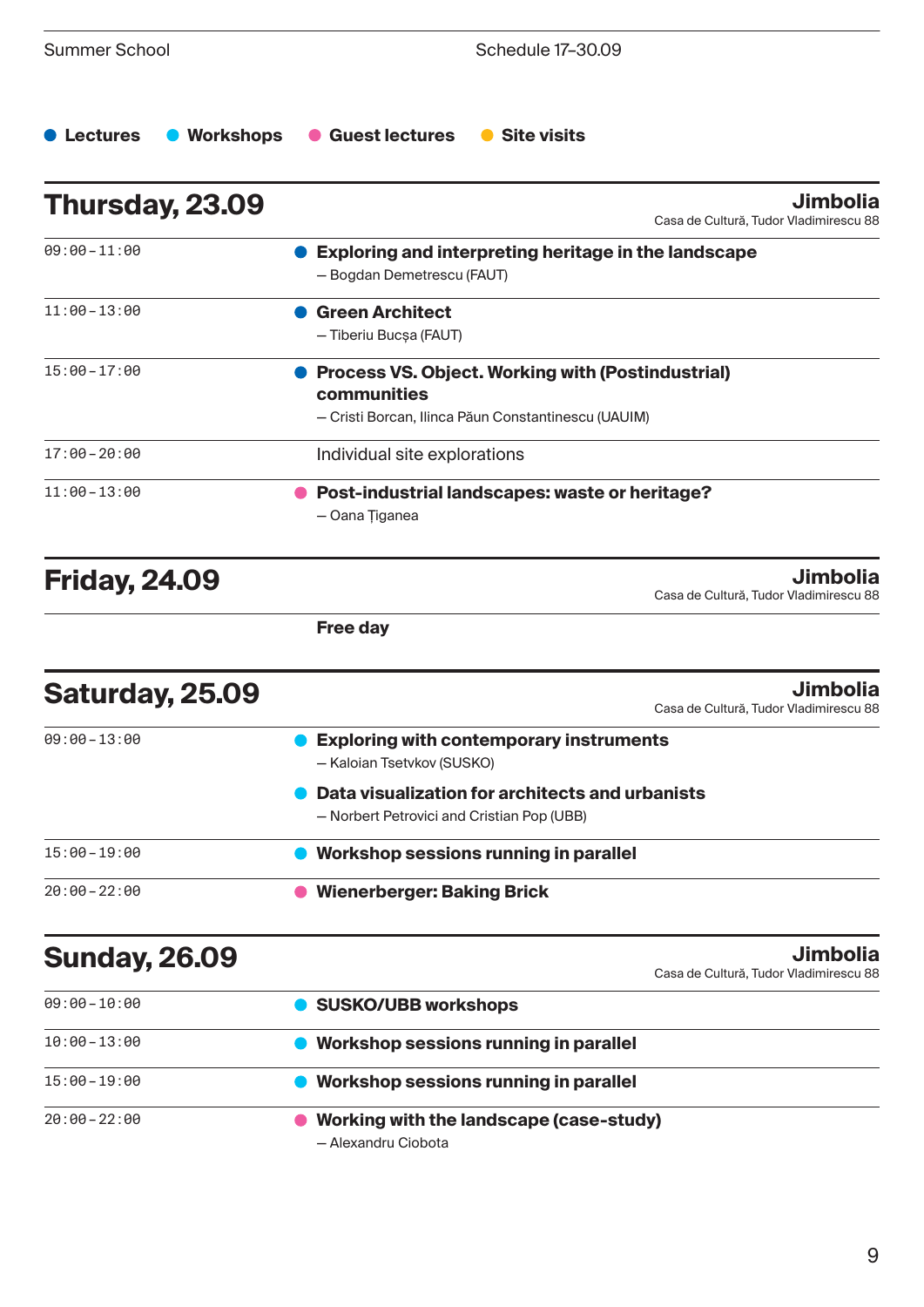Summer School — Schedule 17–30.09

● Lectures ● Workshops ● Guest lectures ● Site visits

## Thursday, 23.09

**Jimbolia**
Casa de Cultură, Tudor Vladimirescu 88

| Time | Activity |
| --- | --- |
| 09:00–11:00 | ● **Exploring and interpreting heritage in the landscape** — Bogdan Demetrescu (FAUT) |
| 11:00–13:00 | ● **Green Architect** — Tiberiu Bucșa (FAUT) |
| 15:00–17:00 | ● **Process VS. Object. Working with (Postindustrial) communities** — Cristi Borcan, Ilinca Păun Constantinescu (UAUIM) |
| 17:00–20:00 | Individual site explorations |
| 11:00–13:00 | ● **Post-industrial landscapes: waste or heritage?** — Oana Țiganea |

## Friday, 24.09

**Jimbolia**
Casa de Cultură, Tudor Vladimirescu 88

**Free day**

## Saturday, 25.09

**Jimbolia**
Casa de Cultură, Tudor Vladimirescu 88

| Time | Activity |
| --- | --- |
| 09:00–13:00 | ● **Exploring with contemporary instruments** — Kaloian Tsetvkov (SUSKO)<br>● **Data visualization for architects and urbanists** — Norbert Petrovici and Cristian Pop (UBB) |
| 15:00–19:00 | ● **Workshop sessions running in parallel** |
| 20:00–22:00 | ● **Wienerberger: Baking Brick** |

## Sunday, 26.09

**Jimbolia**
Casa de Cultură, Tudor Vladimirescu 88

| Time | Activity |
| --- | --- |
| 09:00–10:00 | ● **SUSKO/UBB workshops** |
| 10:00–13:00 | ● **Workshop sessions running in parallel** |
| 15:00–19:00 | ● **Workshop sessions running in parallel** |
| 20:00–22:00 | ● **Working with the landscape (case-study)** — Alexandru Ciobota |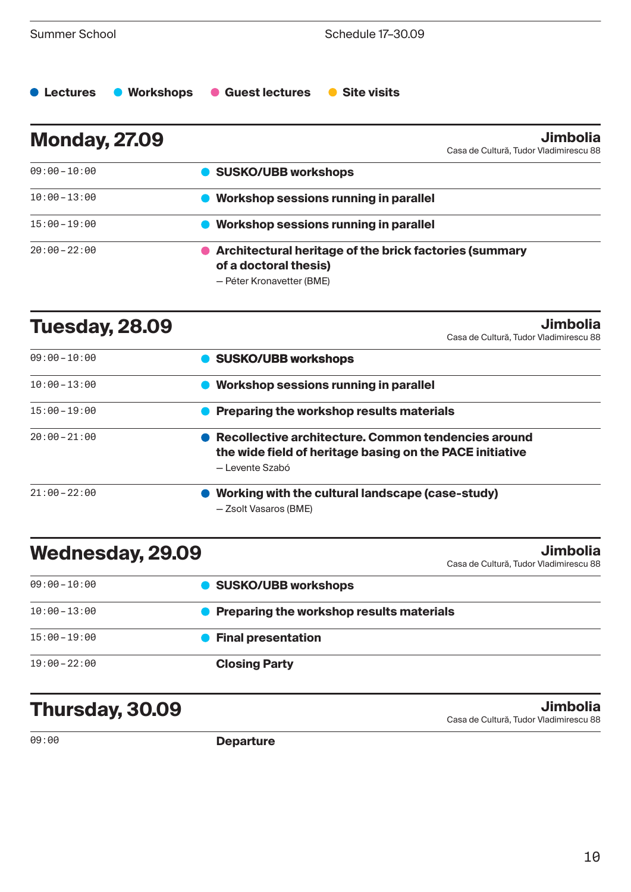- Lectures
- Workshops
- Guest lectures
- Site visits

## Monday, 27.09

**Jimbolia**
Casa de Cultură, Tudor Vladimirescu 88

| | |
|---|---|
| 09:00–10:00 | **SUSKO/UBB workshops** |
| 10:00–13:00 | **Workshop sessions running in parallel** |
| 15:00–19:00 | **Workshop sessions running in parallel** |
| 20:00–22:00 | **Architectural heritage of the brick factories (summary of a doctoral thesis)** — Péter Kronavetter (BME) |

## Tuesday, 28.09

**Jimbolia**
Casa de Cultură, Tudor Vladimirescu 88

| | |
|---|---|
| 09:00–10:00 | **SUSKO/UBB workshops** |
| 10:00–13:00 | **Workshop sessions running in parallel** |
| 15:00–19:00 | **Preparing the workshop results materials** |
| 20:00–21:00 | **Recollective architecture. Common tendencies around the wide field of heritage basing on the PACE initiative** — Levente Szabó |
| 21:00–22:00 | **Working with the cultural landscape (case-study)** — Zsolt Vasaros (BME) |

## Wednesday, 29.09

**Jimbolia**
Casa de Cultură, Tudor Vladimirescu 88

| | |
|---|---|
| 09:00–10:00 | **SUSKO/UBB workshops** |
| 10:00–13:00 | **Preparing the workshop results materials** |
| 15:00–19:00 | **Final presentation** |
| 19:00–22:00 | **Closing Party** |

## Thursday, 30.09

**Jimbolia**
Casa de Cultură, Tudor Vladimirescu 88

| | |
|---|---|
| 09:00 | **Departure** |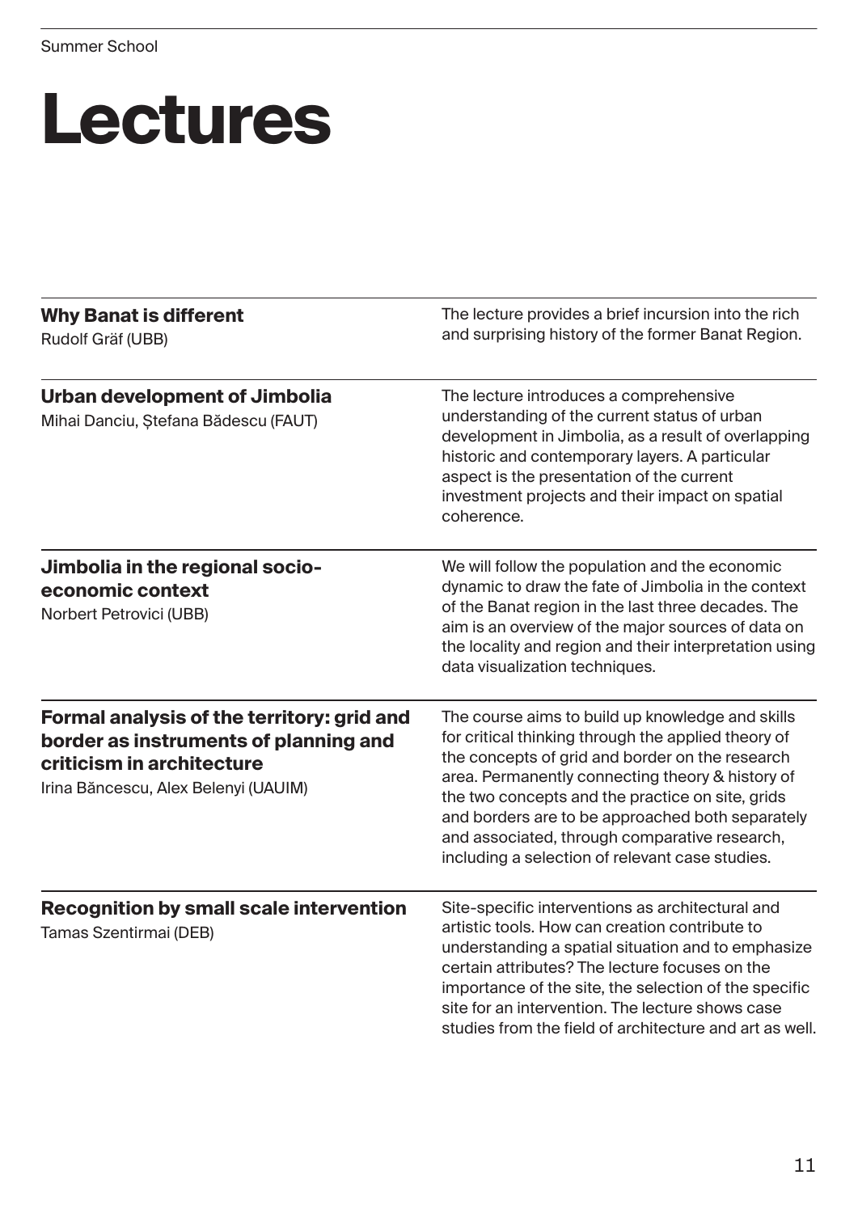# Lectures

### Why Banat is different

Rudolf Gräf (UBB)

The lecture provides a brief incursion into the rich and surprising history of the former Banat Region.

### Urban development of Jimbolia

Mihai Danciu, Ștefana Bădescu (FAUT)

The lecture introduces a comprehensive understanding of the current status of urban development in Jimbolia, as a result of overlapping historic and contemporary layers. A particular aspect is the presentation of the current investment projects and their impact on spatial coherence.

### Jimbolia in the regional socio-economic context

Norbert Petrovici (UBB)

We will follow the population and the economic dynamic to draw the fate of Jimbolia in the context of the Banat region in the last three decades. The aim is an overview of the major sources of data on the locality and region and their interpretation using data visualization techniques.

### Formal analysis of the territory: grid and border as instruments of planning and criticism in architecture

Irina Băncescu, Alex Belenyi (UAUIM)

The course aims to build up knowledge and skills for critical thinking through the applied theory of the concepts of grid and border on the research area. Permanently connecting theory & history of the two concepts and the practice on site, grids and borders are to be approached both separately and associated, through comparative research, including a selection of relevant case studies.

### Recognition by small scale intervention

Tamas Szentirmai (DEB)

Site-specific interventions as architectural and artistic tools. How can creation contribute to understanding a spatial situation and to emphasize certain attributes? The lecture focuses on the importance of the site, the selection of the specific site for an intervention. The lecture shows case studies from the field of architecture and art as well.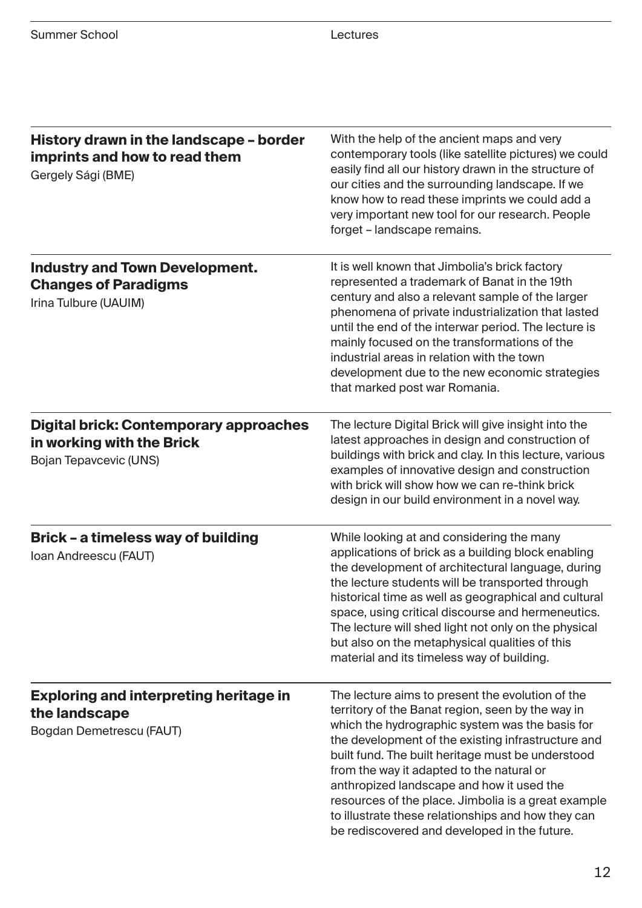### History drawn in the landscape – border imprints and how to read them

Gergely Sági (BME)

With the help of the ancient maps and very contemporary tools (like satellite pictures) we could easily find all our history drawn in the structure of our cities and the surrounding landscape. If we know how to read these imprints we could add a very important new tool for our research. People forget – landscape remains.

### Industry and Town Development. Changes of Paradigms

Irina Tulbure (UAUIM)

It is well known that Jimbolia's brick factory represented a trademark of Banat in the 19th century and also a relevant sample of the larger phenomena of private industrialization that lasted until the end of the interwar period. The lecture is mainly focused on the transformations of the industrial areas in relation with the town development due to the new economic strategies that marked post war Romania.

### Digital brick: Contemporary approaches in working with the Brick

Bojan Tepavcevic (UNS)

The lecture Digital Brick will give insight into the latest approaches in design and construction of buildings with brick and clay. In this lecture, various examples of innovative design and construction with brick will show how we can re-think brick design in our build environment in a novel way.

### Brick – a timeless way of building

Ioan Andreescu (FAUT)

While looking at and considering the many applications of brick as a building block enabling the development of architectural language, during the lecture students will be transported through historical time as well as geographical and cultural space, using critical discourse and hermeneutics. The lecture will shed light not only on the physical but also on the metaphysical qualities of this material and its timeless way of building.

### Exploring and interpreting heritage in the landscape

Bogdan Demetrescu (FAUT)

The lecture aims to present the evolution of the territory of the Banat region, seen by the way in which the hydrographic system was the basis for the development of the existing infrastructure and built fund. The built heritage must be understood from the way it adapted to the natural or anthropized landscape and how it used the resources of the place. Jimbolia is a great example to illustrate these relationships and how they can be rediscovered and developed in the future.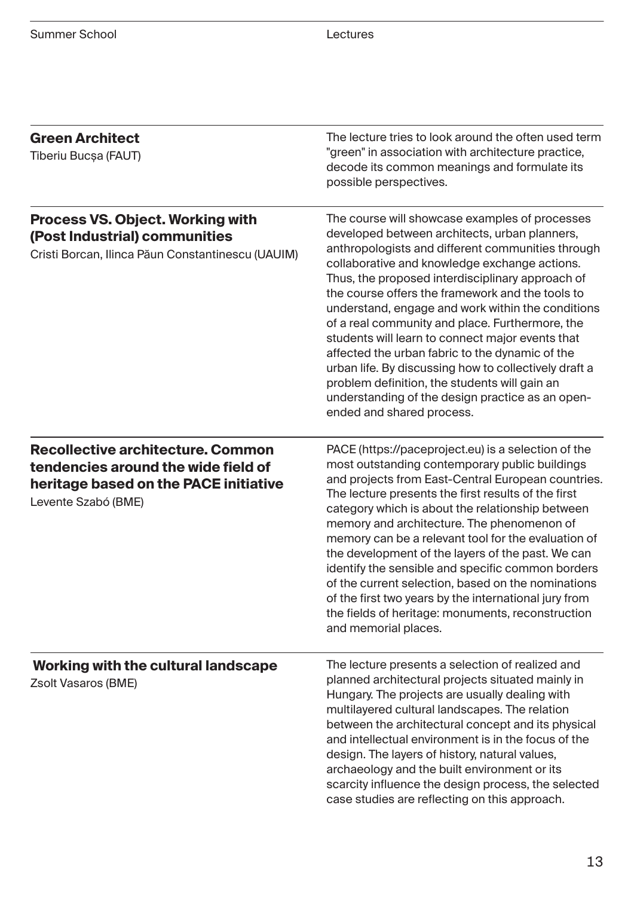### Green Architect

Tiberiu Bucșa (FAUT)

The lecture tries to look around the often used term "green" in association with architecture practice, decode its common meanings and formulate its possible perspectives.

### Process VS. Object. Working with (Post Industrial) communities

Cristi Borcan, Ilinca Păun Constantinescu (UAUIM)

The course will showcase examples of processes developed between architects, urban planners, anthropologists and different communities through collaborative and knowledge exchange actions. Thus, the proposed interdisciplinary approach of the course offers the framework and the tools to understand, engage and work within the conditions of a real community and place. Furthermore, the students will learn to connect major events that affected the urban fabric to the dynamic of the urban life. By discussing how to collectively draft a problem definition, the students will gain an understanding of the design practice as an open-ended and shared process.

### Recollective architecture. Common tendencies around the wide field of heritage based on the PACE initiative

Levente Szabó (BME)

PACE (https://paceproject.eu) is a selection of the most outstanding contemporary public buildings and projects from East-Central European countries. The lecture presents the first results of the first category which is about the relationship between memory and architecture. The phenomenon of memory can be a relevant tool for the evaluation of the development of the layers of the past. We can identify the sensible and specific common borders of the current selection, based on the nominations of the first two years by the international jury from the fields of heritage: monuments, reconstruction and memorial places.

### Working with the cultural landscape

Zsolt Vasaros (BME)

The lecture presents a selection of realized and planned architectural projects situated mainly in Hungary. The projects are usually dealing with multilayered cultural landscapes. The relation between the architectural concept and its physical and intellectual environment is in the focus of the design. The layers of history, natural values, archaeology and the built environment or its scarcity influence the design process, the selected case studies are reflecting on this approach.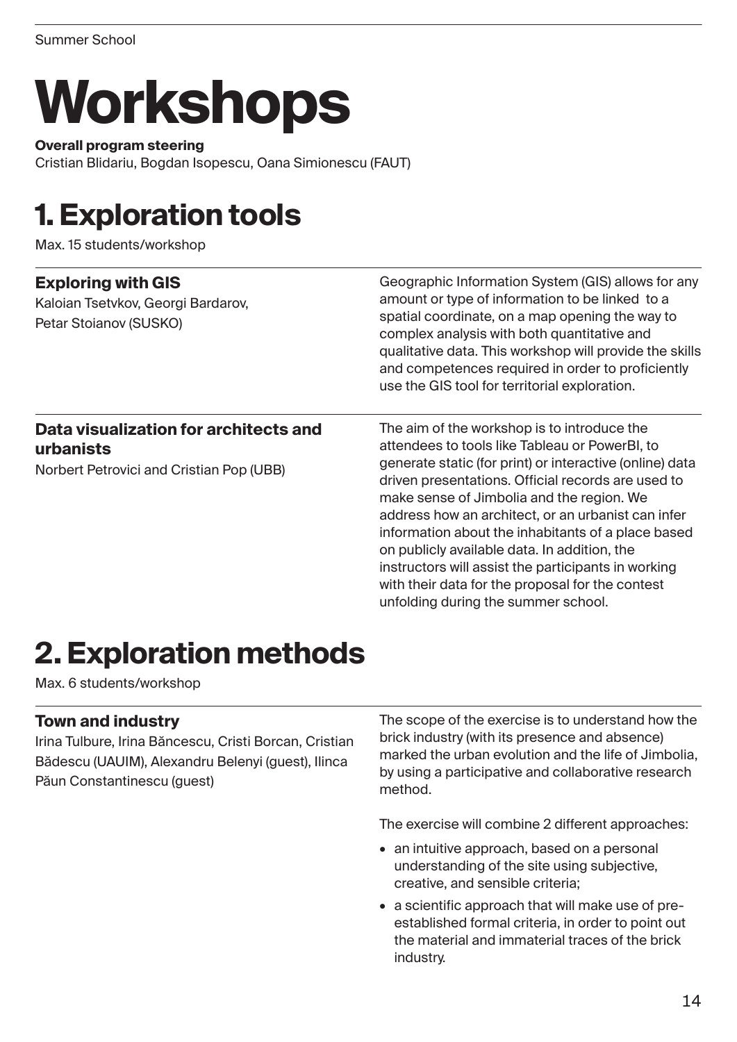# Workshops

**Overall program steering**
Cristian Blidariu, Bogdan Isopescu, Oana Simionescu (FAUT)

## 1. Exploration tools

Max. 15 students/workshop

### Exploring with GIS

Kaloian Tsetvkov, Georgi Bardarov, Petar Stoianov (SUSKO)

Geographic Information System (GIS) allows for any amount or type of information to be linked to a spatial coordinate, on a map opening the way to complex analysis with both quantitative and qualitative data. This workshop will provide the skills and competences required in order to proficiently use the GIS tool for territorial exploration.

### Data visualization for architects and urbanists

Norbert Petrovici and Cristian Pop (UBB)

The aim of the workshop is to introduce the attendees to tools like Tableau or PowerBI, to generate static (for print) or interactive (online) data driven presentations. Official records are used to make sense of Jimbolia and the region. We address how an architect, or an urbanist can infer information about the inhabitants of a place based on publicly available data. In addition, the instructors will assist the participants in working with their data for the proposal for the contest unfolding during the summer school.

## 2. Exploration methods

Max. 6 students/workshop

### Town and industry

Irina Tulbure, Irina Băncescu, Cristi Borcan, Cristian Bădescu (UAUIM), Alexandru Belenyi (guest), Ilinca Păun Constantinescu (guest)

The scope of the exercise is to understand how the brick industry (with its presence and absence) marked the urban evolution and the life of Jimbolia, by using a participative and collaborative research method.

The exercise will combine 2 different approaches:

- an intuitive approach, based on a personal understanding of the site using subjective, creative, and sensible criteria;
- a scientific approach that will make use of pre-established formal criteria, in order to point out the material and immaterial traces of the brick industry.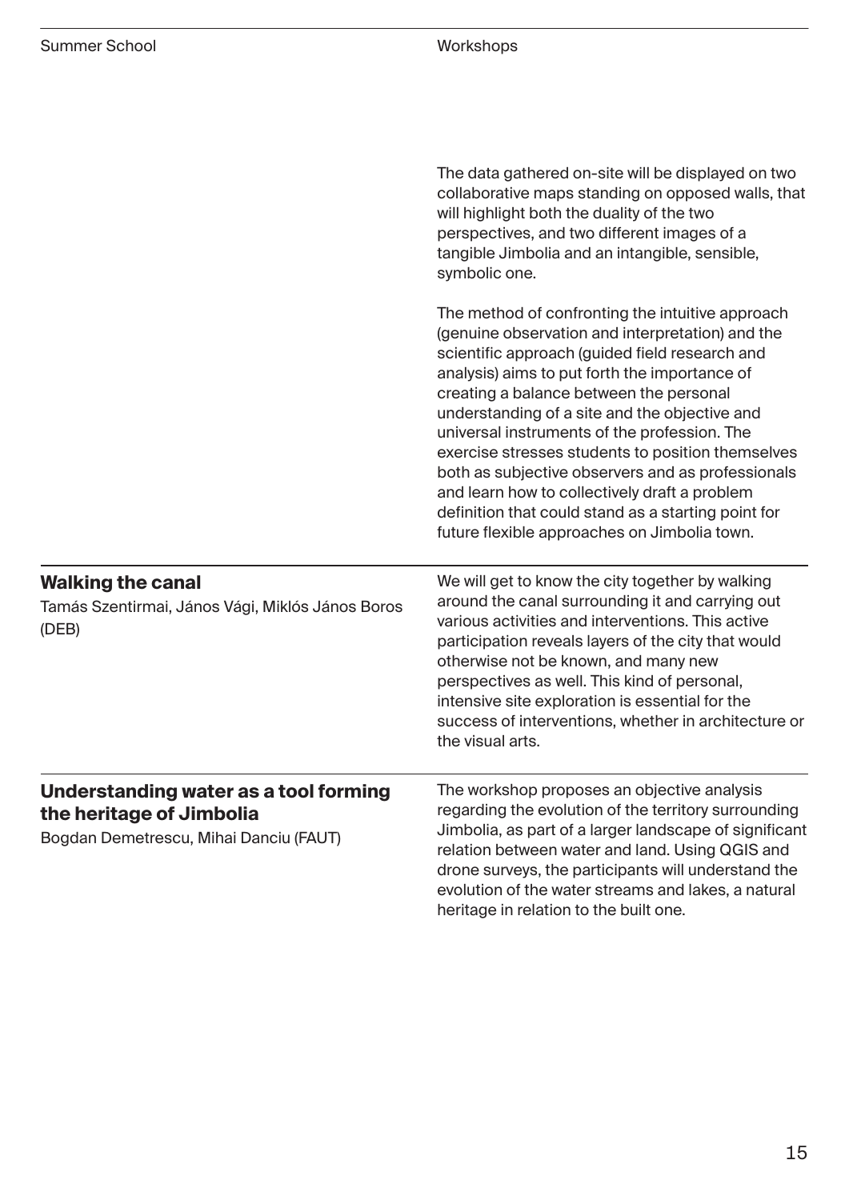The data gathered on-site will be displayed on two collaborative maps standing on opposed walls, that will highlight both the duality of the two perspectives, and two different images of a tangible Jimbolia and an intangible, sensible, symbolic one.

The method of confronting the intuitive approach (genuine observation and interpretation) and the scientific approach (guided field research and analysis) aims to put forth the importance of creating a balance between the personal understanding of a site and the objective and universal instruments of the profession. The exercise stresses students to position themselves both as subjective observers and as professionals and learn how to collectively draft a problem definition that could stand as a starting point for future flexible approaches on Jimbolia town.

## Walking the canal

Tamás Szentirmai, János Vági, Miklós János Boros (DEB)

We will get to know the city together by walking around the canal surrounding it and carrying out various activities and interventions. This active participation reveals layers of the city that would otherwise not be known, and many new perspectives as well. This kind of personal, intensive site exploration is essential for the success of interventions, whether in architecture or the visual arts.

## Understanding water as a tool forming the heritage of Jimbolia

Bogdan Demetrescu, Mihai Danciu (FAUT)

The workshop proposes an objective analysis regarding the evolution of the territory surrounding Jimbolia, as part of a larger landscape of significant relation between water and land. Using QGIS and drone surveys, the participants will understand the evolution of the water streams and lakes, a natural heritage in relation to the built one.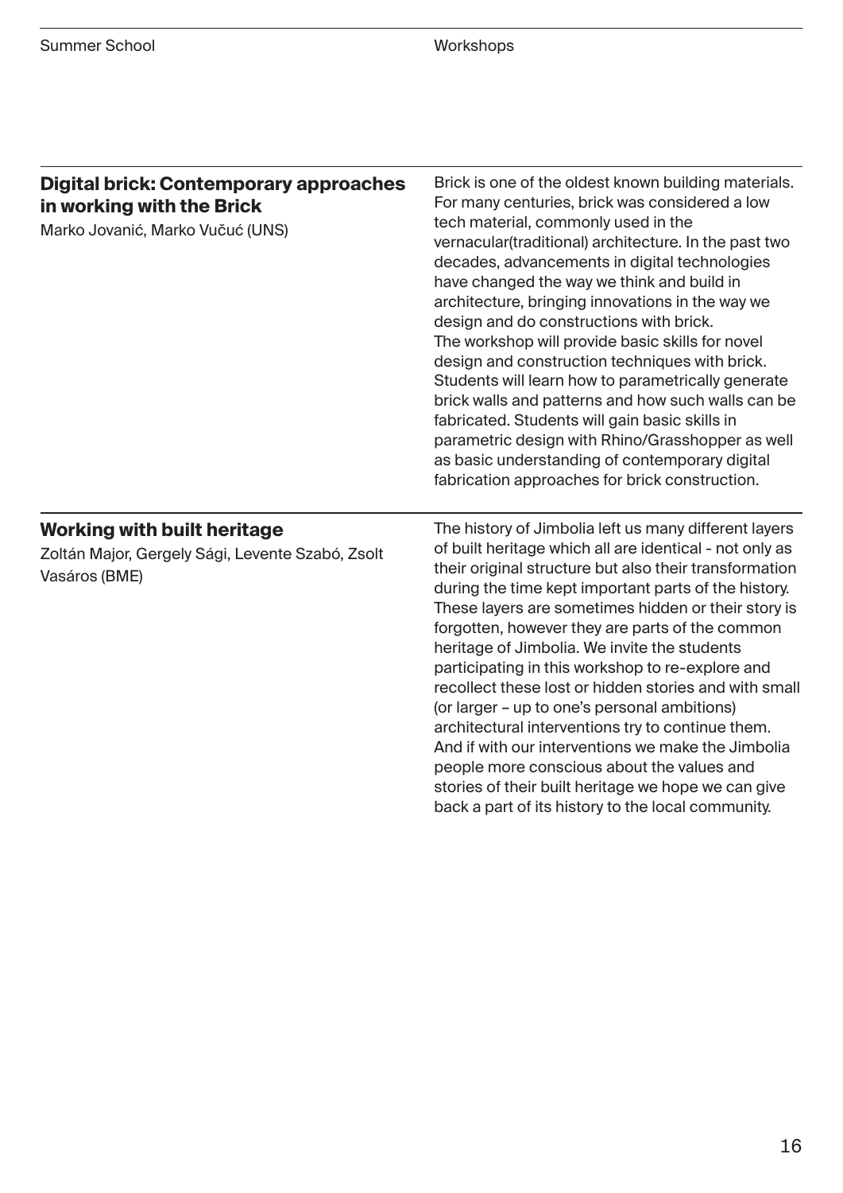## Digital brick: Contemporary approaches in working with the Brick

Marko Jovanić, Marko Vučuć (UNS)

Brick is one of the oldest known building materials. For many centuries, brick was considered a low tech material, commonly used in the vernacular(traditional) architecture. In the past two decades, advancements in digital technologies have changed the way we think and build in architecture, bringing innovations in the way we design and do constructions with brick.
The workshop will provide basic skills for novel design and construction techniques with brick. Students will learn how to parametrically generate brick walls and patterns and how such walls can be fabricated. Students will gain basic skills in parametric design with Rhino/Grasshopper as well as basic understanding of contemporary digital fabrication approaches for brick construction.

## Working with built heritage

Zoltán Major, Gergely Sági, Levente Szabó, Zsolt Vasáros (BME)

The history of Jimbolia left us many different layers of built heritage which all are identical - not only as their original structure but also their transformation during the time kept important parts of the history. These layers are sometimes hidden or their story is forgotten, however they are parts of the common heritage of Jimbolia. We invite the students participating in this workshop to re-explore and recollect these lost or hidden stories and with small (or larger – up to one's personal ambitions) architectural interventions try to continue them. And if with our interventions we make the Jimbolia people more conscious about the values and stories of their built heritage we hope we can give back a part of its history to the local community.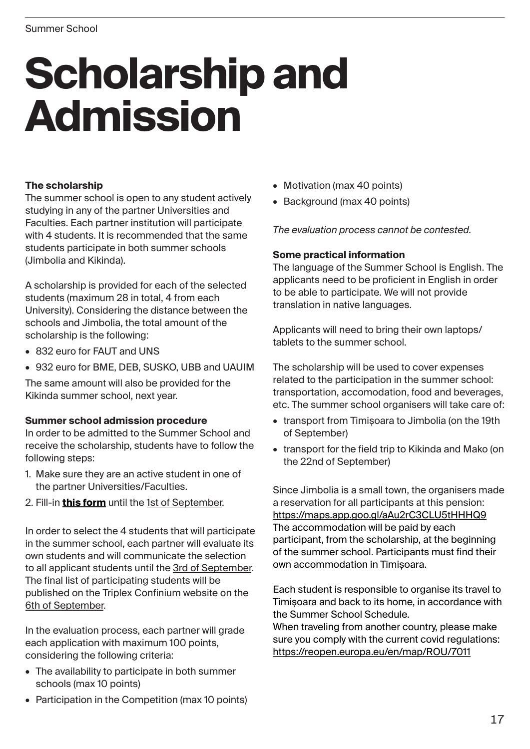# Scholarship and Admission

**The scholarship**

The summer school is open to any student actively studying in any of the partner Universities and Faculties. Each partner institution will participate with 4 students. It is recommended that the same students participate in both summer schools (Jimbolia and Kikinda).

A scholarship is provided for each of the selected students (maximum 28 in total, 4 from each University). Considering the distance between the schools and Jimbolia, the total amount of the scholarship is the following:

- 832 euro for FAUT and UNS
- 932 euro for BME, DEB, SUSKO, UBB and UAUIM

The same amount will also be provided for the Kikinda summer school, next year.

**Summer school admission procedure**

In order to be admitted to the Summer School and receive the scholarship, students have to follow the following steps:

1. Make sure they are an active student in one of the partner Universities/Faculties.
2. Fill-in **this form** until the 1st of September.

In order to select the 4 students that will participate in the summer school, each partner will evaluate its own students and will communicate the selection to all applicant students until the 3rd of September. The final list of participating students will be published on the Triplex Confinium website on the 6th of September.

In the evaluation process, each partner will grade each application with maximum 100 points, considering the following criteria:

- The availability to participate in both summer schools (max 10 points)
- Participation in the Competition (max 10 points)
- Motivation (max 40 points)
- Background (max 40 points)

*The evaluation process cannot be contested.*

**Some practical information**

The language of the Summer School is English. The applicants need to be proficient in English in order to be able to participate. We will not provide translation in native languages.

Applicants will need to bring their own laptops/tablets to the summer school.

The scholarship will be used to cover expenses related to the participation in the summer school: transportation, accomodation, food and beverages, etc. The summer school organisers will take care of:

- transport from Timișoara to Jimbolia (on the 19th of September)
- transport for the field trip to Kikinda and Mako (on the 22nd of September)

Since Jimbolia is a small town, the organisers made a reservation for all participants at this pension: https://maps.app.goo.gl/aAu2rC3CLU5tHHHQ9
The accommodation will be paid by each participant, from the scholarship, at the beginning of the summer school. Participants must find their own accommodation in Timișoara.

Each student is responsible to organise its travel to Timișoara and back to its home, in accordance with the Summer School Schedule.
When traveling from another country, please make sure you comply with the current covid regulations: https://reopen.europa.eu/en/map/ROU/7011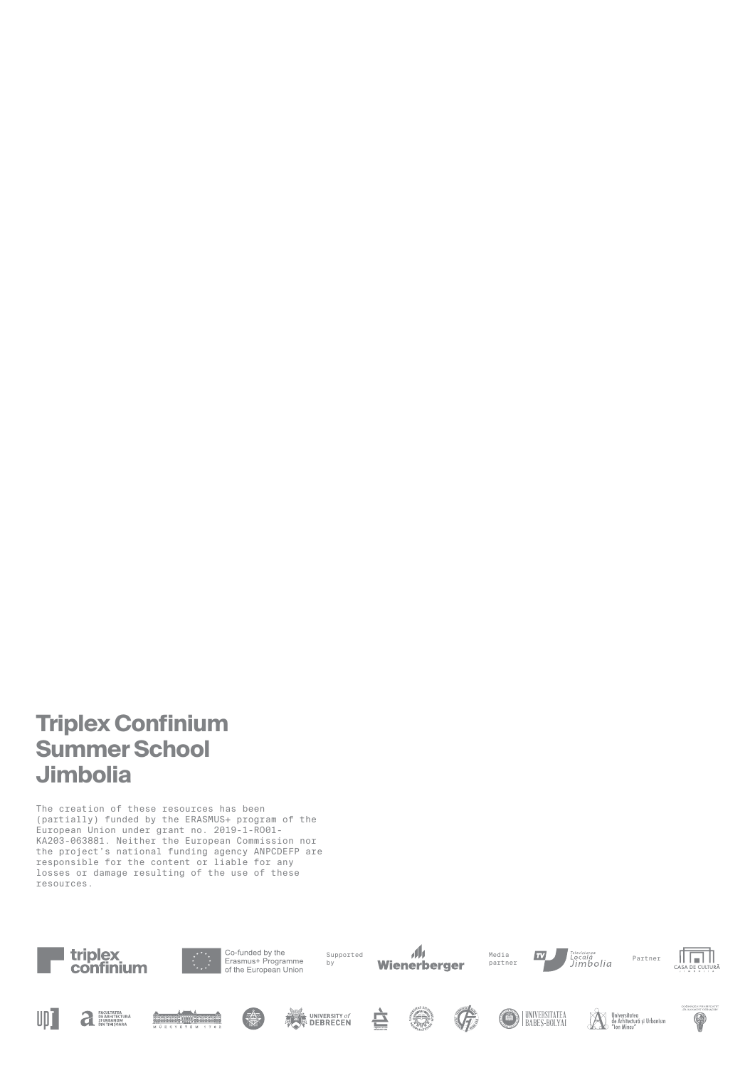# Triplex Confinium Summer School Jimbolia

The creation of these resources has been (partially) funded by the ERASMUS+ program of the European Union under grant no. 2019-1-RO01-KA203-063881. Neither the European Commission nor the project's national funding agency ANPCDEFP are responsible for the content or liable for any losses or damage resulting of the use of these resources.

triplex confinium

Co-funded by the Erasmus+ Programme of the European Union

Supported by Wienerberger

Media partner Televiziunea Locală Jimbolia

Partner Casa de Cultură

UP

Facultatea de Arhitectură și Urbanism din Timișoara

Műegyetem 1782

University of Debrecen

Universitatea Babeș-Bolyai

Universitatea de Arhitectură și Urbanism "Ion Mincu"